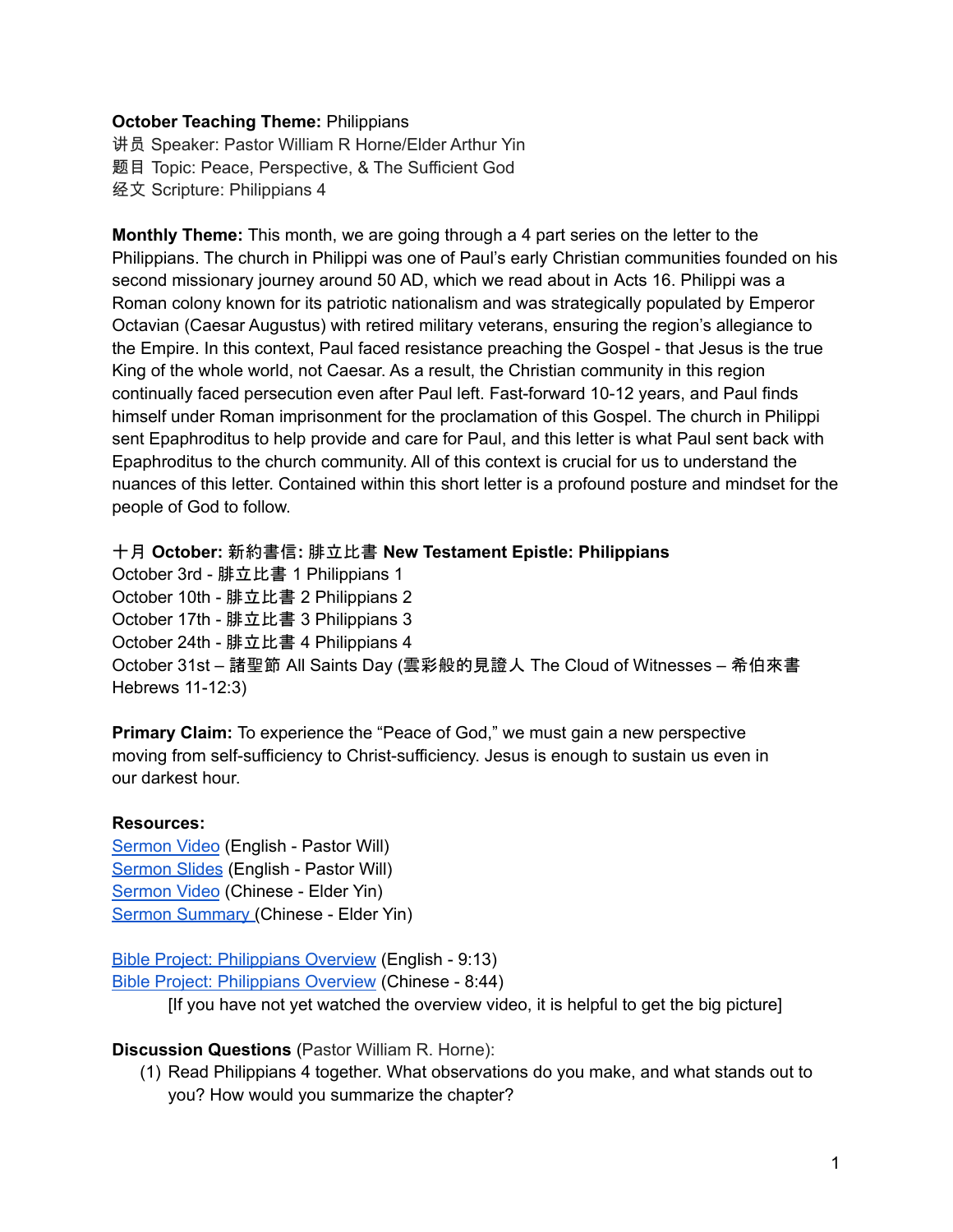**October Teaching Theme:** Philippians
讲员 Speaker: Pastor William R Horne/Elder Arthur Yin
题目 Topic: Peace, Perspective, & The Sufficient God
经文 Scripture: Philippians 4

**Monthly Theme:** This month, we are going through a 4 part series on the letter to the Philippians. The church in Philippi was one of Paul's early Christian communities founded on his second missionary journey around 50 AD, which we read about in Acts 16. Philippi was a Roman colony known for its patriotic nationalism and was strategically populated by Emperor Octavian (Caesar Augustus) with retired military veterans, ensuring the region's allegiance to the Empire. In this context, Paul faced resistance preaching the Gospel - that Jesus is the true King of the whole world, not Caesar. As a result, the Christian community in this region continually faced persecution even after Paul left. Fast-forward 10-12 years, and Paul finds himself under Roman imprisonment for the proclamation of this Gospel. The church in Philippi sent Epaphroditus to help provide and care for Paul, and this letter is what Paul sent back with Epaphroditus to the church community. All of this context is crucial for us to understand the nuances of this letter. Contained within this short letter is a profound posture and mindset for the people of God to follow.

**十月 October: 新約書信: 腓立比書 New Testament Epistle: Philippians**
October 3rd - 腓立比書 1 Philippians 1
October 10th - 腓立比書 2 Philippians 2
October 17th - 腓立比書 3 Philippians 3
October 24th - 腓立比書 4 Philippians 4
October 31st – 諸聖節 All Saints Day (雲彩般的見證人 The Cloud of Witnesses – 希伯來書 Hebrews 11-12:3)

**Primary Claim:** To experience the "Peace of God," we must gain a new perspective moving from self-sufficiency to Christ-sufficiency. Jesus is enough to sustain us even in our darkest hour.

**Resources:**
Sermon Video (English - Pastor Will)
Sermon Slides (English - Pastor Will)
Sermon Video (Chinese - Elder Yin)
Sermon Summary (Chinese - Elder Yin)

Bible Project: Philippians Overview (English - 9:13)
Bible Project: Philippians Overview (Chinese - 8:44)
[If you have not yet watched the overview video, it is helpful to get the big picture]

**Discussion Questions** (Pastor William R. Horne):

(1) Read Philippians 4 together. What observations do you make, and what stands out to you? How would you summarize the chapter?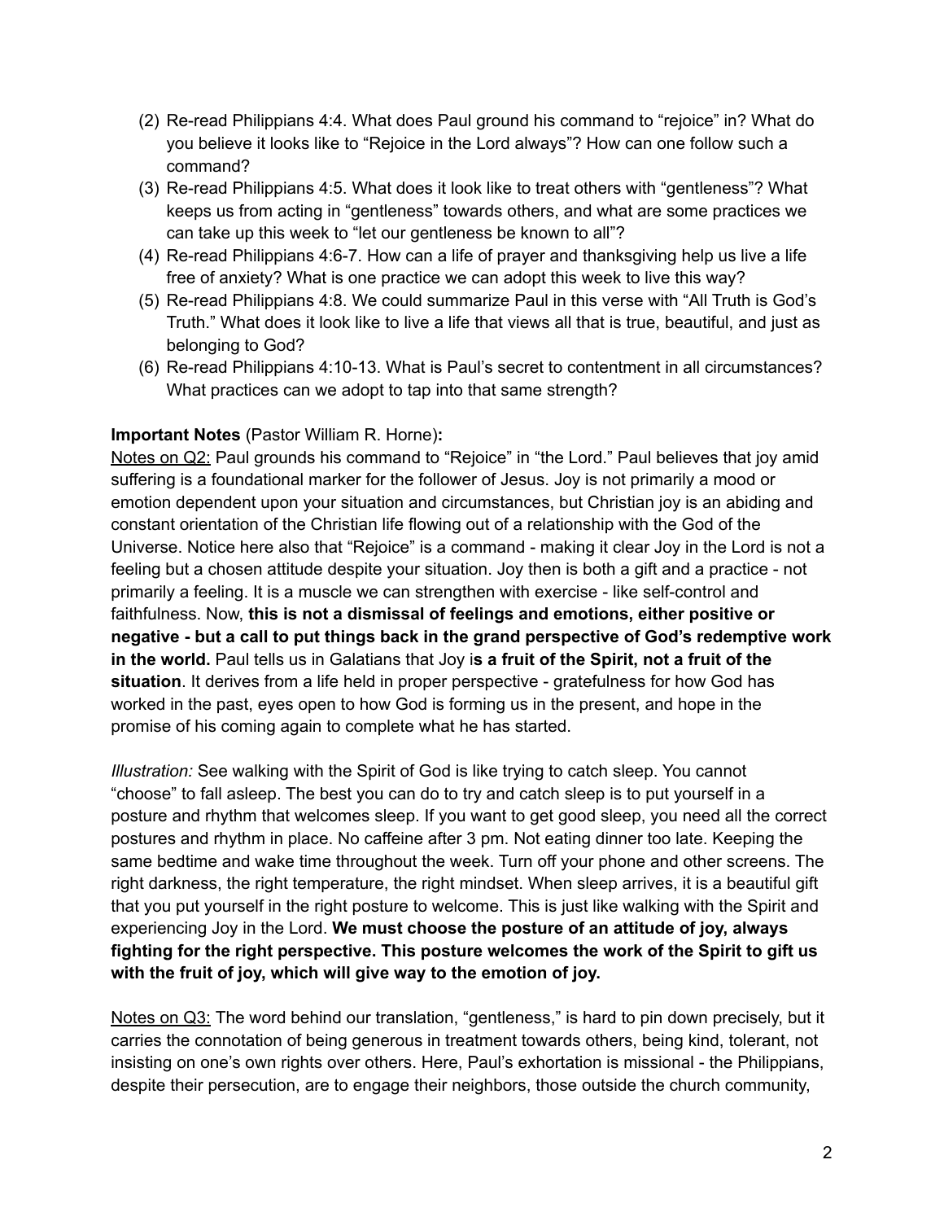(2) Re-read Philippians 4:4. What does Paul ground his command to “rejoice” in? What do you believe it looks like to “Rejoice in the Lord always”? How can one follow such a command?

(3) Re-read Philippians 4:5. What does it look like to treat others with “gentleness”? What keeps us from acting in “gentleness” towards others, and what are some practices we can take up this week to “let our gentleness be known to all”?

(4) Re-read Philippians 4:6-7. How can a life of prayer and thanksgiving help us live a life free of anxiety? What is one practice we can adopt this week to live this way?

(5) Re-read Philippians 4:8. We could summarize Paul in this verse with “All Truth is God’s Truth.” What does it look like to live a life that views all that is true, beautiful, and just as belonging to God?

(6) Re-read Philippians 4:10-13. What is Paul’s secret to contentment in all circumstances? What practices can we adopt to tap into that same strength?

**Important Notes** (Pastor William R. Horne)**:**

<u>Notes on Q2:</u> Paul grounds his command to “Rejoice” in “the Lord.” Paul believes that joy amid suffering is a foundational marker for the follower of Jesus. Joy is not primarily a mood or emotion dependent upon your situation and circumstances, but Christian joy is an abiding and constant orientation of the Christian life flowing out of a relationship with the God of the Universe. Notice here also that “Rejoice” is a command - making it clear Joy in the Lord is not a feeling but a chosen attitude despite your situation. Joy then is both a gift and a practice - not primarily a feeling. It is a muscle we can strengthen with exercise - like self-control and faithfulness. Now, **this is not a dismissal of feelings and emotions, either positive or negative - but a call to put things back in the grand perspective of God’s redemptive work in the world.** Paul tells us in Galatians that Joy i**s a fruit of the Spirit, not a fruit of the situation**. It derives from a life held in proper perspective - gratefulness for how God has worked in the past, eyes open to how God is forming us in the present, and hope in the promise of his coming again to complete what he has started.

*Illustration:* See walking with the Spirit of God is like trying to catch sleep. You cannot “choose” to fall asleep. The best you can do to try and catch sleep is to put yourself in a posture and rhythm that welcomes sleep. If you want to get good sleep, you need all the correct postures and rhythm in place. No caffeine after 3 pm. Not eating dinner too late. Keeping the same bedtime and wake time throughout the week. Turn off your phone and other screens. The right darkness, the right temperature, the right mindset. When sleep arrives, it is a beautiful gift that you put yourself in the right posture to welcome. This is just like walking with the Spirit and experiencing Joy in the Lord. **We must choose the posture of an attitude of joy, always fighting for the right perspective. This posture welcomes the work of the Spirit to gift us with the fruit of joy, which will give way to the emotion of joy.**

<u>Notes on Q3:</u> The word behind our translation, “gentleness,” is hard to pin down precisely, but it carries the connotation of being generous in treatment towards others, being kind, tolerant, not insisting on one’s own rights over others. Here, Paul’s exhortation is missional - the Philippians, despite their persecution, are to engage their neighbors, those outside the church community,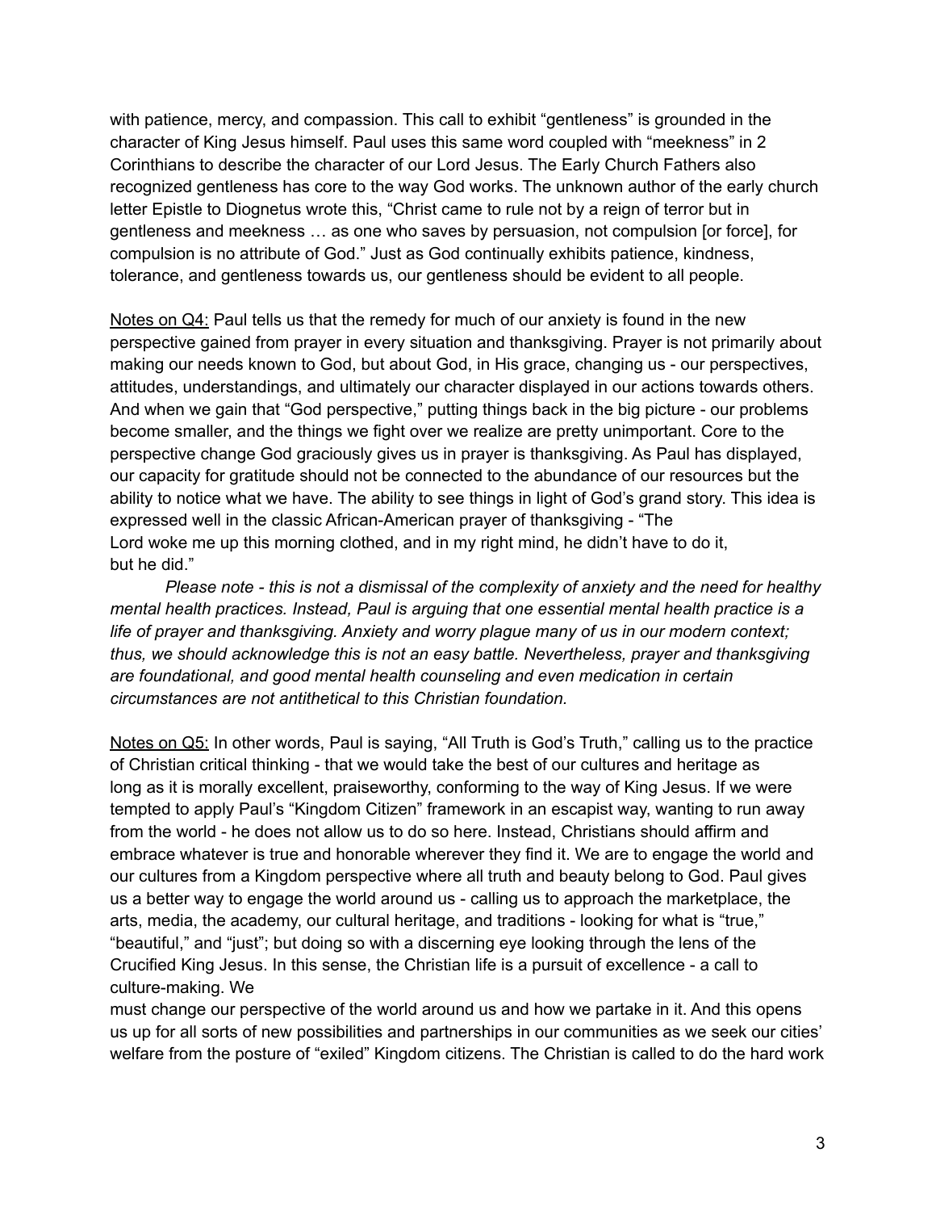with patience, mercy, and compassion. This call to exhibit "gentleness" is grounded in the character of King Jesus himself. Paul uses this same word coupled with "meekness" in 2 Corinthians to describe the character of our Lord Jesus. The Early Church Fathers also recognized gentleness has core to the way God works. The unknown author of the early church letter Epistle to Diognetus wrote this, "Christ came to rule not by a reign of terror but in gentleness and meekness … as one who saves by persuasion, not compulsion [or force], for compulsion is no attribute of God." Just as God continually exhibits patience, kindness, tolerance, and gentleness towards us, our gentleness should be evident to all people.

<u>Notes on Q4:</u> Paul tells us that the remedy for much of our anxiety is found in the new perspective gained from prayer in every situation and thanksgiving. Prayer is not primarily about making our needs known to God, but about God, in His grace, changing us - our perspectives, attitudes, understandings, and ultimately our character displayed in our actions towards others. And when we gain that "God perspective," putting things back in the big picture - our problems become smaller, and the things we fight over we realize are pretty unimportant. Core to the perspective change God graciously gives us in prayer is thanksgiving. As Paul has displayed, our capacity for gratitude should not be connected to the abundance of our resources but the ability to notice what we have. The ability to see things in light of God's grand story. This idea is expressed well in the classic African-American prayer of thanksgiving - "The Lord woke me up this morning clothed, and in my right mind, he didn't have to do it, but he did."

*Please note - this is not a dismissal of the complexity of anxiety and the need for healthy mental health practices. Instead, Paul is arguing that one essential mental health practice is a life of prayer and thanksgiving. Anxiety and worry plague many of us in our modern context; thus, we should acknowledge this is not an easy battle. Nevertheless, prayer and thanksgiving are foundational, and good mental health counseling and even medication in certain circumstances are not antithetical to this Christian foundation.*

<u>Notes on Q5:</u> In other words, Paul is saying, "All Truth is God's Truth," calling us to the practice of Christian critical thinking - that we would take the best of our cultures and heritage as long as it is morally excellent, praiseworthy, conforming to the way of King Jesus. If we were tempted to apply Paul's "Kingdom Citizen" framework in an escapist way, wanting to run away from the world - he does not allow us to do so here. Instead, Christians should affirm and embrace whatever is true and honorable wherever they find it. We are to engage the world and our cultures from a Kingdom perspective where all truth and beauty belong to God. Paul gives us a better way to engage the world around us - calling us to approach the marketplace, the arts, media, the academy, our cultural heritage, and traditions - looking for what is "true," "beautiful," and "just"; but doing so with a discerning eye looking through the lens of the Crucified King Jesus. In this sense, the Christian life is a pursuit of excellence - a call to culture-making. We must change our perspective of the world around us and how we partake in it. And this opens us up for all sorts of new possibilities and partnerships in our communities as we seek our cities' welfare from the posture of "exiled" Kingdom citizens. The Christian is called to do the hard work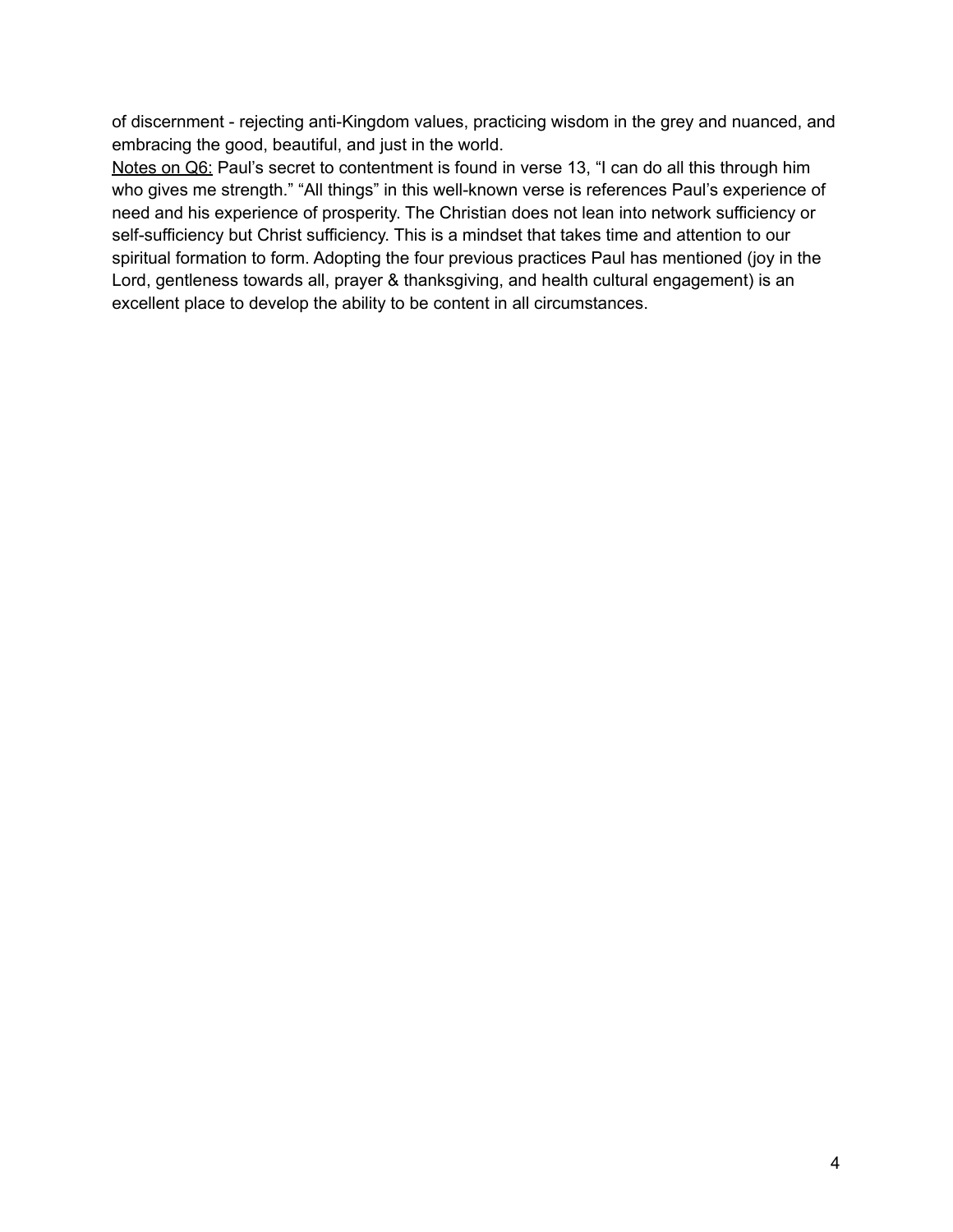of discernment - rejecting anti-Kingdom values, practicing wisdom in the grey and nuanced, and embracing the good, beautiful, and just in the world.

<u>Notes on Q6:</u> Paul's secret to contentment is found in verse 13, "I can do all this through him who gives me strength." "All things" in this well-known verse is references Paul's experience of need and his experience of prosperity. The Christian does not lean into network sufficiency or self-sufficiency but Christ sufficiency. This is a mindset that takes time and attention to our spiritual formation to form. Adopting the four previous practices Paul has mentioned (joy in the Lord, gentleness towards all, prayer & thanksgiving, and health cultural engagement) is an excellent place to develop the ability to be content in all circumstances.